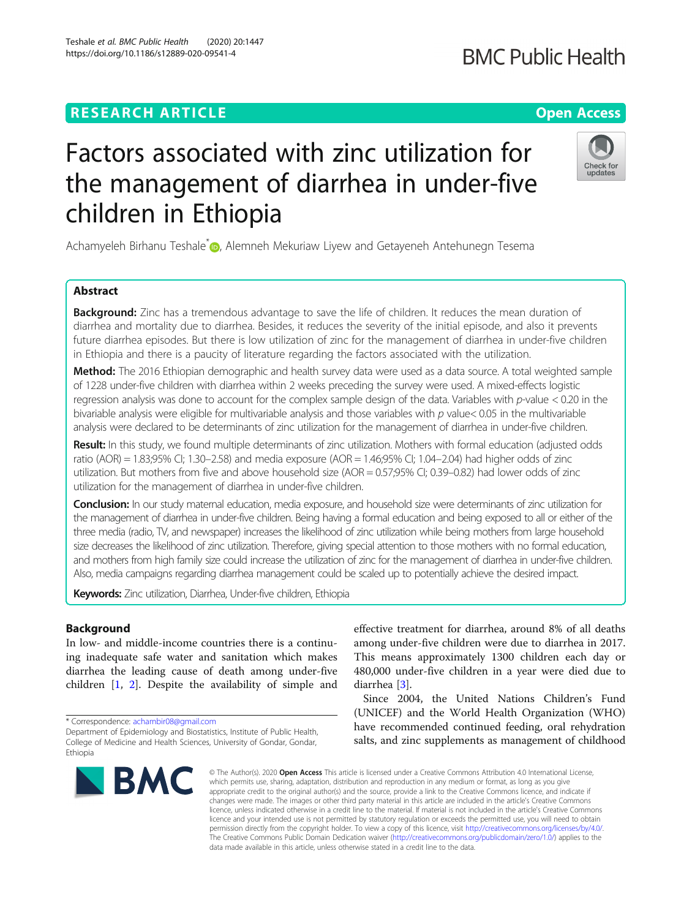# Factors associated with zinc utilization for the management of diarrhea in under-five children in Ethiopia

Achamyeleh Birhanu Teshale*, Alemneh Mekuriaw Liyew and Getayeneh Antehunegn Tesema

## Abstract

**Background:** Zinc has a tremendous advantage to save the life of children. It reduces the mean duration of diarrhea and mortality due to diarrhea. Besides, it reduces the severity of the initial episode, and also it prevents future diarrhea episodes. But there is low utilization of zinc for the management of diarrhea in under-five children in Ethiopia and there is a paucity of literature regarding the factors associated with the utilization.

**Method:** The 2016 Ethiopian demographic and health survey data were used as a data source. A total weighted sample of 1228 under-five children with diarrhea within 2 weeks preceding the survey were used. A mixed-effects logistic regression analysis was done to account for the complex sample design of the data. Variables with *p*-value < 0.20 in the bivariable analysis were eligible for multivariable analysis and those variables with *p* value< 0.05 in the multivariable analysis were declared to be determinants of zinc utilization for the management of diarrhea in under-five children.

**Result:** In this study, we found multiple determinants of zinc utilization. Mothers with formal education (adjusted odds ratio (AOR) = 1.83;95% CI; 1.30–2.58) and media exposure (AOR = 1.46;95% CI; 1.04–2.04) had higher odds of zinc utilization. But mothers from five and above household size (AOR = 0.57;95% CI; 0.39–0.82) had lower odds of zinc utilization for the management of diarrhea in under-five children.

**Conclusion:** In our study maternal education, media exposure, and household size were determinants of zinc utilization for the management of diarrhea in under-five children. Being having a formal education and being exposed to all or either of the three media (radio, TV, and newspaper) increases the likelihood of zinc utilization while being mothers from large household size decreases the likelihood of zinc utilization. Therefore, giving special attention to those mothers with no formal education, and mothers from high family size could increase the utilization of zinc for the management of diarrhea in under-five children. Also, media campaigns regarding diarrhea management could be scaled up to potentially achieve the desired impact.

**Keywords:** Zinc utilization, Diarrhea, Under-five children, Ethiopia

## Background

In low- and middle-income countries there is a continuing inadequate safe water and sanitation which makes diarrhea the leading cause of death among under-five children [1, 2]. Despite the availability of simple and effective treatment for diarrhea, around 8% of all deaths among under-five children were due to diarrhea in 2017. This means approximately 1300 children each day or 480,000 under-five children in a year were died due to diarrhea [3].

Since 2004, the United Nations Children's Fund (UNICEF) and the World Health Organization (WHO) have recommended continued feeding, oral rehydration salts, and zinc supplements as management of childhood

\* Correspondence: achambir08@gmail.com
Department of Epidemiology and Biostatistics, Institute of Public Health, College of Medicine and Health Sciences, University of Gondar, Gondar, Ethiopia

© The Author(s). 2020 **Open Access** This article is licensed under a Creative Commons Attribution 4.0 International License, which permits use, sharing, adaptation, distribution and reproduction in any medium or format, as long as you give appropriate credit to the original author(s) and the source, provide a link to the Creative Commons licence, and indicate if changes were made. The images or other third party material in this article are included in the article's Creative Commons licence, unless indicated otherwise in a credit line to the material. If material is not included in the article's Creative Commons licence and your intended use is not permitted by statutory regulation or exceeds the permitted use, you will need to obtain permission directly from the copyright holder. To view a copy of this licence, visit http://creativecommons.org/licenses/by/4.0/. The Creative Commons Public Domain Dedication waiver (http://creativecommons.org/publicdomain/zero/1.0/) applies to the data made available in this article, unless otherwise stated in a credit line to the data.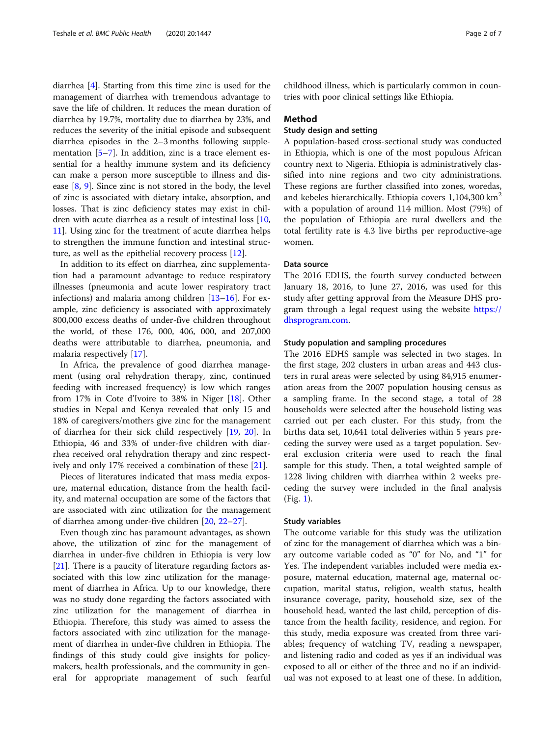diarrhea [4]. Starting from this time zinc is used for the management of diarrhea with tremendous advantage to save the life of children. It reduces the mean duration of diarrhea by 19.7%, mortality due to diarrhea by 23%, and reduces the severity of the initial episode and subsequent diarrhea episodes in the 2–3 months following supplementation [5–7]. In addition, zinc is a trace element essential for a healthy immune system and its deficiency can make a person more susceptible to illness and disease [8, 9]. Since zinc is not stored in the body, the level of zinc is associated with dietary intake, absorption, and losses. That is zinc deficiency states may exist in children with acute diarrhea as a result of intestinal loss [10, 11]. Using zinc for the treatment of acute diarrhea helps to strengthen the immune function and intestinal structure, as well as the epithelial recovery process [12].

In addition to its effect on diarrhea, zinc supplementation had a paramount advantage to reduce respiratory illnesses (pneumonia and acute lower respiratory tract infections) and malaria among children [13–16]. For example, zinc deficiency is associated with approximately 800,000 excess deaths of under-five children throughout the world, of these 176, 000, 406, 000, and 207,000 deaths were attributable to diarrhea, pneumonia, and malaria respectively [17].

In Africa, the prevalence of good diarrhea management (using oral rehydration therapy, zinc, continued feeding with increased frequency) is low which ranges from 17% in Cote d'Ivoire to 38% in Niger [18]. Other studies in Nepal and Kenya revealed that only 15 and 18% of caregivers/mothers give zinc for the management of diarrhea for their sick child respectively [19, 20]. In Ethiopia, 46 and 33% of under-five children with diarrhea received oral rehydration therapy and zinc respectively and only 17% received a combination of these [21].

Pieces of literatures indicated that mass media exposure, maternal education, distance from the health facility, and maternal occupation are some of the factors that are associated with zinc utilization for the management of diarrhea among under-five children [20, 22–27].

Even though zinc has paramount advantages, as shown above, the utilization of zinc for the management of diarrhea in under-five children in Ethiopia is very low [21]. There is a paucity of literature regarding factors associated with this low zinc utilization for the management of diarrhea in Africa. Up to our knowledge, there was no study done regarding the factors associated with zinc utilization for the management of diarrhea in Ethiopia. Therefore, this study was aimed to assess the factors associated with zinc utilization for the management of diarrhea in under-five children in Ethiopia. The findings of this study could give insights for policymakers, health professionals, and the community in general for appropriate management of such fearful childhood illness, which is particularly common in countries with poor clinical settings like Ethiopia.

## Method

### Study design and setting

A population-based cross-sectional study was conducted in Ethiopia, which is one of the most populous African country next to Nigeria. Ethiopia is administratively classified into nine regions and two city administrations. These regions are further classified into zones, woredas, and kebeles hierarchically. Ethiopia covers 1,104,300 km$^2$ with a population of around 114 million. Most (79%) of the population of Ethiopia are rural dwellers and the total fertility rate is 4.3 live births per reproductive-age women.

### Data source

The 2016 EDHS, the fourth survey conducted between January 18, 2016, to June 27, 2016, was used for this study after getting approval from the Measure DHS program through a legal request using the website https://dhsprogram.com.

### Study population and sampling procedures

The 2016 EDHS sample was selected in two stages. In the first stage, 202 clusters in urban areas and 443 clusters in rural areas were selected by using 84,915 enumeration areas from the 2007 population housing census as a sampling frame. In the second stage, a total of 28 households were selected after the household listing was carried out per each cluster. For this study, from the births data set, 10,641 total deliveries within 5 years preceding the survey were used as a target population. Several exclusion criteria were used to reach the final sample for this study. Then, a total weighted sample of 1228 living children with diarrhea within 2 weeks preceding the survey were included in the final analysis (Fig. 1).

### Study variables

The outcome variable for this study was the utilization of zinc for the management of diarrhea which was a binary outcome variable coded as "0" for No, and "1" for Yes. The independent variables included were media exposure, maternal education, maternal age, maternal occupation, marital status, religion, wealth status, health insurance coverage, parity, household size, sex of the household head, wanted the last child, perception of distance from the health facility, residence, and region. For this study, media exposure was created from three variables; frequency of watching TV, reading a newspaper, and listening radio and coded as yes if an individual was exposed to all or either of the three and no if an individual was not exposed to at least one of these. In addition,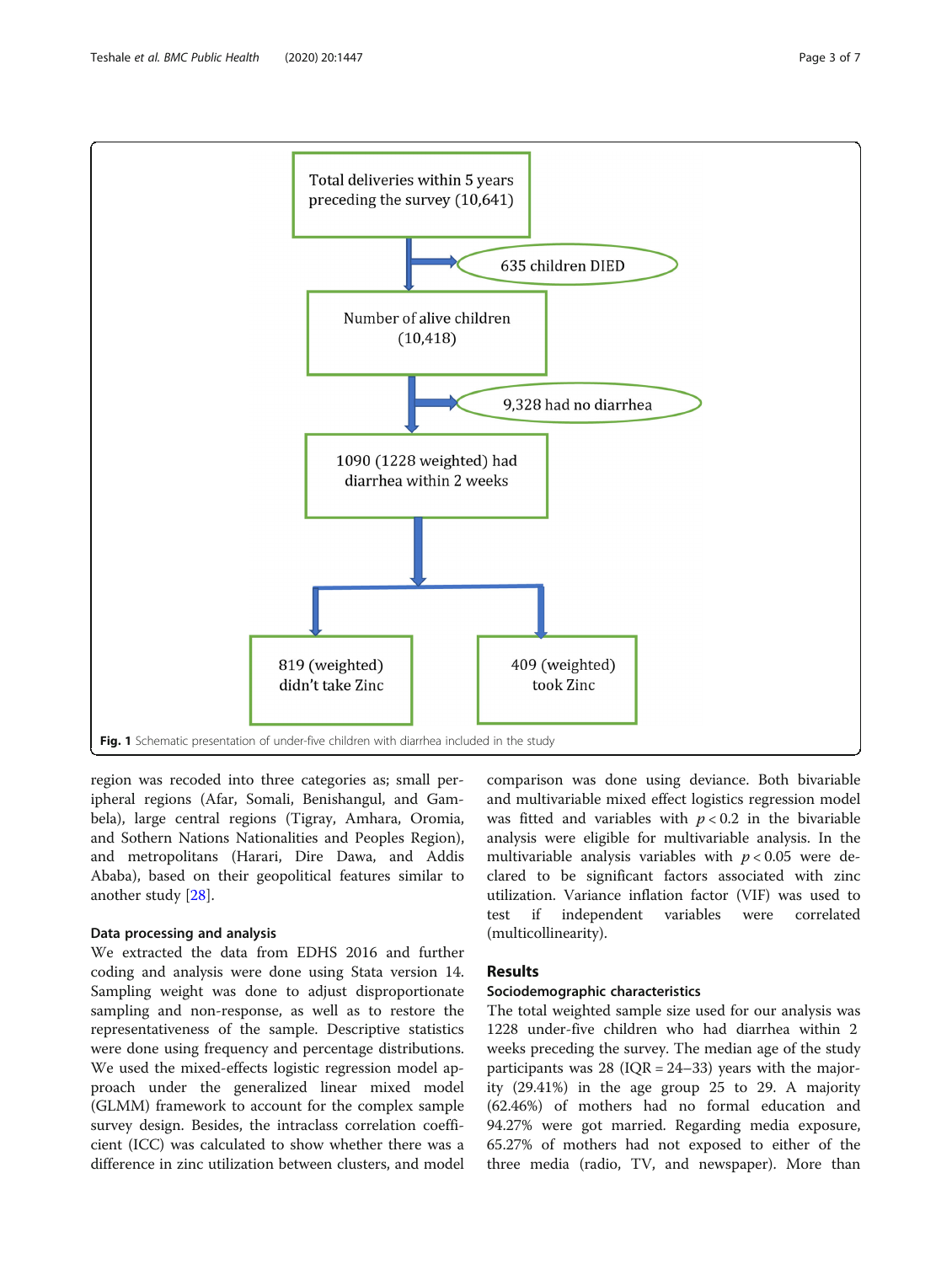Fig. 1 Schematic presentation of under-five children with diarrhea included in the study

region was recoded into three categories as; small peripheral regions (Afar, Somali, Benishangul, and Gambela), large central regions (Tigray, Amhara, Oromia, and Sothern Nations Nationalities and Peoples Region), and metropolitans (Harari, Dire Dawa, and Addis Ababa), based on their geopolitical features similar to another study [28].

### Data processing and analysis

We extracted the data from EDHS 2016 and further coding and analysis were done using Stata version 14. Sampling weight was done to adjust disproportionate sampling and non-response, as well as to restore the representativeness of the sample. Descriptive statistics were done using frequency and percentage distributions. We used the mixed-effects logistic regression model approach under the generalized linear mixed model (GLMM) framework to account for the complex sample survey design. Besides, the intraclass correlation coefficient (ICC) was calculated to show whether there was a difference in zinc utilization between clusters, and model comparison was done using deviance. Both bivariable and multivariable mixed effect logistics regression model was fitted and variables with $p < 0.2$ in the bivariable analysis were eligible for multivariable analysis. In the multivariable analysis variables with $p < 0.05$ were declared to be significant factors associated with zinc utilization. Variance inflation factor (VIF) was used to test if independent variables were correlated (multicollinearity).

## Results

### Sociodemographic characteristics

The total weighted sample size used for our analysis was 1228 under-five children who had diarrhea within 2 weeks preceding the survey. The median age of the study participants was 28 (IQR = 24–33) years with the majority (29.41%) in the age group 25 to 29. A majority (62.46%) of mothers had no formal education and 94.27% were got married. Regarding media exposure, 65.27% of mothers had not exposed to either of the three media (radio, TV, and newspaper). More than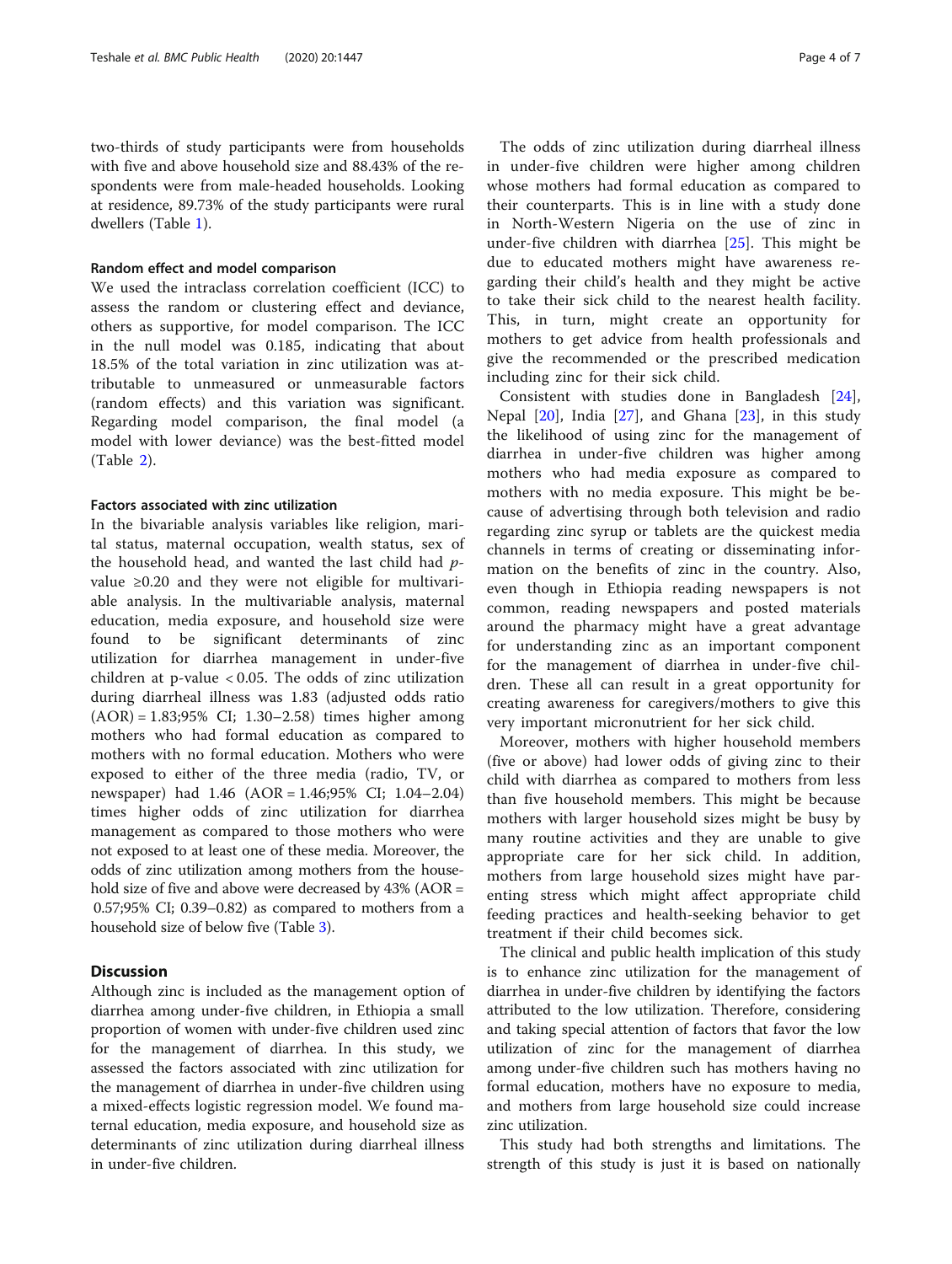two-thirds of study participants were from households with five and above household size and 88.43% of the respondents were from male-headed households. Looking at residence, 89.73% of the study participants were rural dwellers (Table 1).

#### Random effect and model comparison

We used the intraclass correlation coefficient (ICC) to assess the random or clustering effect and deviance, others as supportive, for model comparison. The ICC in the null model was 0.185, indicating that about 18.5% of the total variation in zinc utilization was attributable to unmeasured or unmeasurable factors (random effects) and this variation was significant. Regarding model comparison, the final model (a model with lower deviance) was the best-fitted model (Table 2).

#### Factors associated with zinc utilization

In the bivariable analysis variables like religion, marital status, maternal occupation, wealth status, sex of the household head, and wanted the last child had $p$-value ≥0.20 and they were not eligible for multivariable analysis. In the multivariable analysis, maternal education, media exposure, and household size were found to be significant determinants of zinc utilization for diarrhea management in under-five children at p-value < 0.05. The odds of zinc utilization during diarrheal illness was 1.83 (adjusted odds ratio (AOR) = 1.83;95% CI; 1.30–2.58) times higher among mothers who had formal education as compared to mothers with no formal education. Mothers who were exposed to either of the three media (radio, TV, or newspaper) had 1.46 (AOR = 1.46;95% CI; 1.04–2.04) times higher odds of zinc utilization for diarrhea management as compared to those mothers who were not exposed to at least one of these media. Moreover, the odds of zinc utilization among mothers from the household size of five and above were decreased by 43% (AOR = 0.57;95% CI; 0.39–0.82) as compared to mothers from a household size of below five (Table 3).

## Discussion

Although zinc is included as the management option of diarrhea among under-five children, in Ethiopia a small proportion of women with under-five children used zinc for the management of diarrhea. In this study, we assessed the factors associated with zinc utilization for the management of diarrhea in under-five children using a mixed-effects logistic regression model. We found maternal education, media exposure, and household size as determinants of zinc utilization during diarrheal illness in under-five children.

The odds of zinc utilization during diarrheal illness in under-five children were higher among children whose mothers had formal education as compared to their counterparts. This is in line with a study done in North-Western Nigeria on the use of zinc in under-five children with diarrhea [25]. This might be due to educated mothers might have awareness regarding their child's health and they might be active to take their sick child to the nearest health facility. This, in turn, might create an opportunity for mothers to get advice from health professionals and give the recommended or the prescribed medication including zinc for their sick child.

Consistent with studies done in Bangladesh [24], Nepal [20], India [27], and Ghana [23], in this study the likelihood of using zinc for the management of diarrhea in under-five children was higher among mothers who had media exposure as compared to mothers with no media exposure. This might be because of advertising through both television and radio regarding zinc syrup or tablets are the quickest media channels in terms of creating or disseminating information on the benefits of zinc in the country. Also, even though in Ethiopia reading newspapers is not common, reading newspapers and posted materials around the pharmacy might have a great advantage for understanding zinc as an important component for the management of diarrhea in under-five children. These all can result in a great opportunity for creating awareness for caregivers/mothers to give this very important micronutrient for her sick child.

Moreover, mothers with higher household members (five or above) had lower odds of giving zinc to their child with diarrhea as compared to mothers from less than five household members. This might be because mothers with larger household sizes might be busy by many routine activities and they are unable to give appropriate care for her sick child. In addition, mothers from large household sizes might have parenting stress which might affect appropriate child feeding practices and health-seeking behavior to get treatment if their child becomes sick.

The clinical and public health implication of this study is to enhance zinc utilization for the management of diarrhea in under-five children by identifying the factors attributed to the low utilization. Therefore, considering and taking special attention of factors that favor the low utilization of zinc for the management of diarrhea among under-five children such has mothers having no formal education, mothers have no exposure to media, and mothers from large household size could increase zinc utilization.

This study had both strengths and limitations. The strength of this study is just it is based on nationally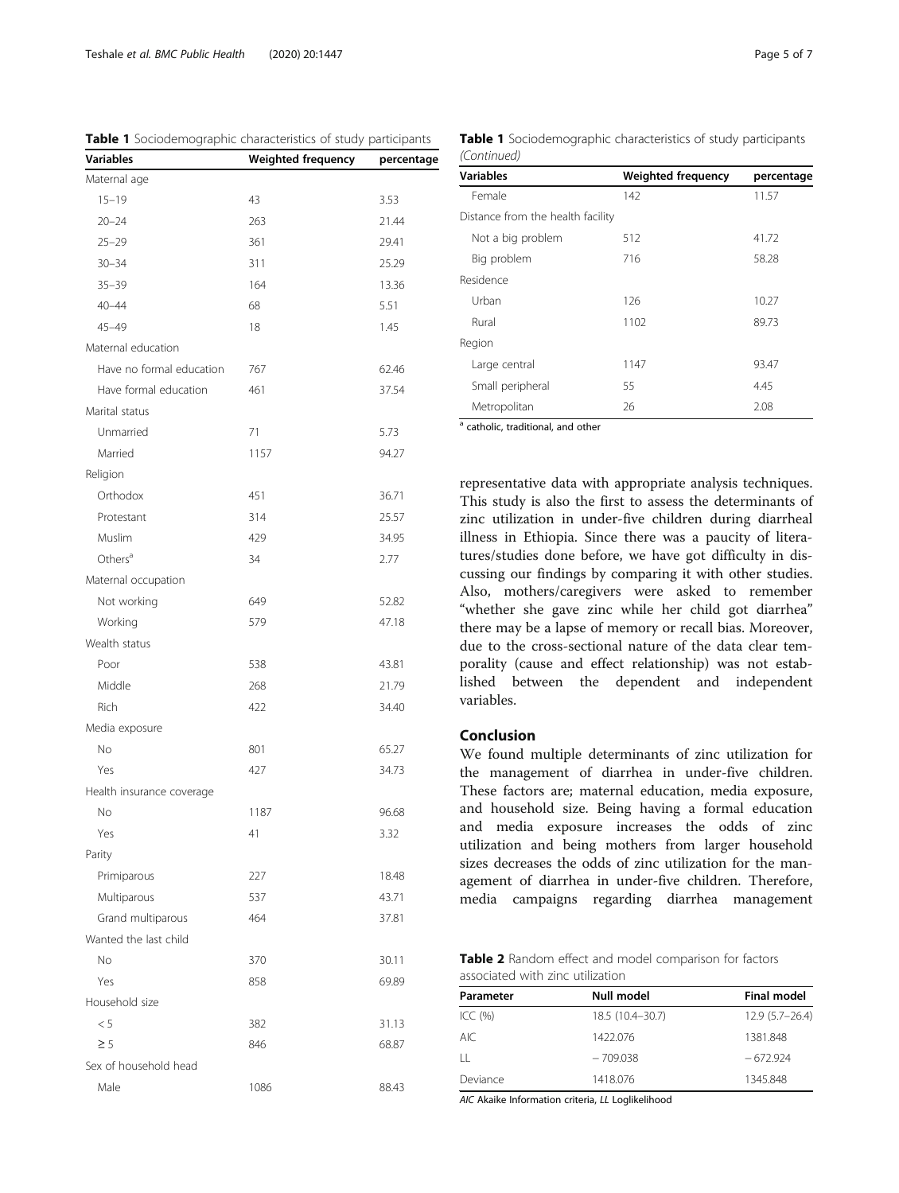**Table 1** Sociodemographic characteristics of study participants

| Variables | Weighted frequency | percentage |
|---|---|---|
| Maternal age | | |
| 15–19 | 43 | 3.53 |
| 20–24 | 263 | 21.44 |
| 25–29 | 361 | 29.41 |
| 30–34 | 311 | 25.29 |
| 35–39 | 164 | 13.36 |
| 40–44 | 68 | 5.51 |
| 45–49 | 18 | 1.45 |
| Maternal education | | |
| Have no formal education | 767 | 62.46 |
| Have formal education | 461 | 37.54 |
| Marital status | | |
| Unmarried | 71 | 5.73 |
| Married | 1157 | 94.27 |
| Religion | | |
| Orthodox | 451 | 36.71 |
| Protestant | 314 | 25.57 |
| Muslim | 429 | 34.95 |
| Others[a] | 34 | 2.77 |
| Maternal occupation | | |
| Not working | 649 | 52.82 |
| Working | 579 | 47.18 |
| Wealth status | | |
| Poor | 538 | 43.81 |
| Middle | 268 | 21.79 |
| Rich | 422 | 34.40 |
| Media exposure | | |
| No | 801 | 65.27 |
| Yes | 427 | 34.73 |
| Health insurance coverage | | |
| No | 1187 | 96.68 |
| Yes | 41 | 3.32 |
| Parity | | |
| Primiparous | 227 | 18.48 |
| Multiparous | 537 | 43.71 |
| Grand multiparous | 464 | 37.81 |
| Wanted the last child | | |
| No | 370 | 30.11 |
| Yes | 858 | 69.89 |
| Household size | | |
| < 5 | 382 | 31.13 |
| ≥ 5 | 846 | 68.87 |
| Sex of household head | | |
| Male | 1086 | 88.43 |
| Female | 142 | 11.57 |
| Distance from the health facility | | |
| Not a big problem | 512 | 41.72 |
| Big problem | 716 | 58.28 |
| Residence | | |
| Urban | 126 | 10.27 |
| Rural | 1102 | 89.73 |
| Region | | |
| Large central | 1147 | 93.47 |
| Small peripheral | 55 | 4.45 |
| Metropolitan | 26 | 2.08 |

[a] catholic, traditional, and other

representative data with appropriate analysis techniques. This study is also the first to assess the determinants of zinc utilization in under-five children during diarrheal illness in Ethiopia. Since there was a paucity of literatures/studies done before, we have got difficulty in discussing our findings by comparing it with other studies. Also, mothers/caregivers were asked to remember "whether she gave zinc while her child got diarrhea" there may be a lapse of memory or recall bias. Moreover, due to the cross-sectional nature of the data clear temporality (cause and effect relationship) was not established between the dependent and independent variables.

## Conclusion

We found multiple determinants of zinc utilization for the management of diarrhea in under-five children. These factors are; maternal education, media exposure, and household size. Being having a formal education and media exposure increases the odds of zinc utilization and being mothers from larger household sizes decreases the odds of zinc utilization for the management of diarrhea in under-five children. Therefore, media campaigns regarding diarrhea management

**Table 2** Random effect and model comparison for factors associated with zinc utilization

| Parameter | Null model | Final model |
|---|---|---|
| ICC (%) | 18.5 (10.4–30.7) | 12.9 (5.7–26.4) |
| AIC | 1422.076 | 1381.848 |
| LL | − 709.038 | − 672.924 |
| Deviance | 1418.076 | 1345.848 |

*AIC* Akaike Information criteria, *LL* Loglikelihood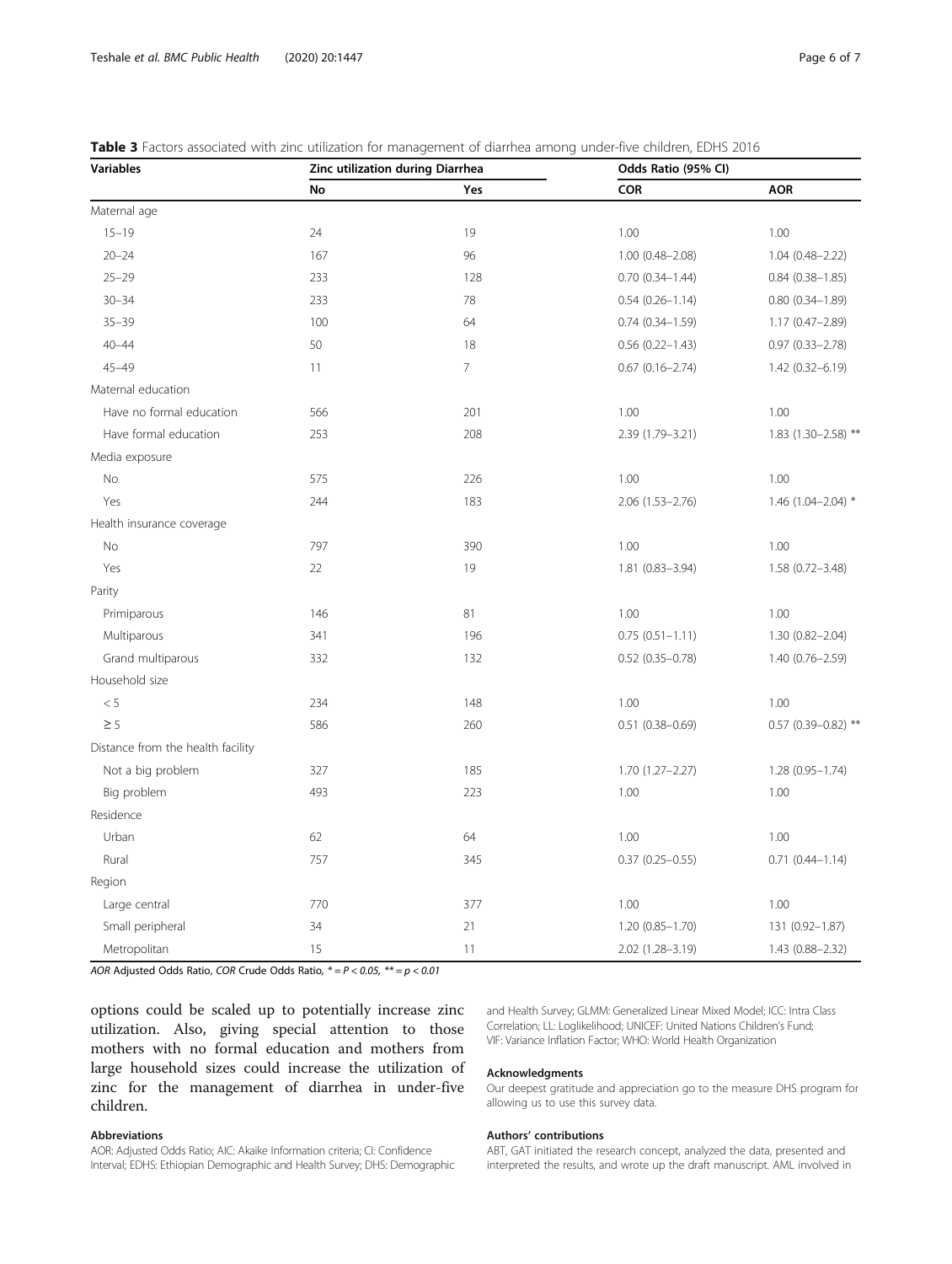**Table 3** Factors associated with zinc utilization for management of diarrhea among under-five children, EDHS 2016

| Variables | Zinc utilization during Diarrhea | | Odds Ratio (95% CI) | |
|---|---|---|---|---|
| | No | Yes | COR | AOR |
| Maternal age | | | | |
| 15–19 | 24 | 19 | 1.00 | 1.00 |
| 20–24 | 167 | 96 | 1.00 (0.48–2.08) | 1.04 (0.48–2.22) |
| 25–29 | 233 | 128 | 0.70 (0.34–1.44) | 0.84 (0.38–1.85) |
| 30–34 | 233 | 78 | 0.54 (0.26–1.14) | 0.80 (0.34–1.89) |
| 35–39 | 100 | 64 | 0.74 (0.34–1.59) | 1.17 (0.47–2.89) |
| 40–44 | 50 | 18 | 0.56 (0.22–1.43) | 0.97 (0.33–2.78) |
| 45–49 | 11 | 7 | 0.67 (0.16–2.74) | 1.42 (0.32–6.19) |
| Maternal education | | | | |
| Have no formal education | 566 | 201 | 1.00 | 1.00 |
| Have formal education | 253 | 208 | 2.39 (1.79–3.21) | 1.83 (1.30–2.58) ** |
| Media exposure | | | | |
| No | 575 | 226 | 1.00 | 1.00 |
| Yes | 244 | 183 | 2.06 (1.53–2.76) | 1.46 (1.04–2.04) * |
| Health insurance coverage | | | | |
| No | 797 | 390 | 1.00 | 1.00 |
| Yes | 22 | 19 | 1.81 (0.83–3.94) | 1.58 (0.72–3.48) |
| Parity | | | | |
| Primiparous | 146 | 81 | 1.00 | 1.00 |
| Multiparous | 341 | 196 | 0.75 (0.51–1.11) | 1.30 (0.82–2.04) |
| Grand multiparous | 332 | 132 | 0.52 (0.35–0.78) | 1.40 (0.76–2.59) |
| Household size | | | | |
| < 5 | 234 | 148 | 1.00 | 1.00 |
| ≥ 5 | 586 | 260 | 0.51 (0.38–0.69) | 0.57 (0.39–0.82) ** |
| Distance from the health facility | | | | |
| Not a big problem | 327 | 185 | 1.70 (1.27–2.27) | 1.28 (0.95–1.74) |
| Big problem | 493 | 223 | 1.00 | 1.00 |
| Residence | | | | |
| Urban | 62 | 64 | 1.00 | 1.00 |
| Rural | 757 | 345 | 0.37 (0.25–0.55) | 0.71 (0.44–1.14) |
| Region | | | | |
| Large central | 770 | 377 | 1.00 | 1.00 |
| Small peripheral | 34 | 21 | 1.20 (0.85–1.70) | 131 (0.92–1.87) |
| Metropolitan | 15 | 11 | 2.02 (1.28–3.19) | 1.43 (0.88–2.32) |

*AOR* Adjusted Odds Ratio, *COR* Crude Odds Ratio, * = $P < 0.05$, ** = $p < 0.01$

options could be scaled up to potentially increase zinc utilization. Also, giving special attention to those mothers with no formal education and mothers from large household sizes could increase the utilization of zinc for the management of diarrhea in under-five children.

#### Abbreviations

AOR: Adjusted Odds Ratio; AIC: Akaike Information criteria; CI: Confidence Interval; EDHS: Ethiopian Demographic and Health Survey; DHS: Demographic and Health Survey; GLMM: Generalized Linear Mixed Model; ICC: Intra Class Correlation; LL: Loglikelihood; UNICEF: United Nations Children's Fund; VIF: Variance Inflation Factor; WHO: World Health Organization

#### Acknowledgments

Our deepest gratitude and appreciation go to the measure DHS program for allowing us to use this survey data.

#### Authors' contributions

ABT, GAT initiated the research concept, analyzed the data, presented and interpreted the results, and wrote up the draft manuscript. AML involved in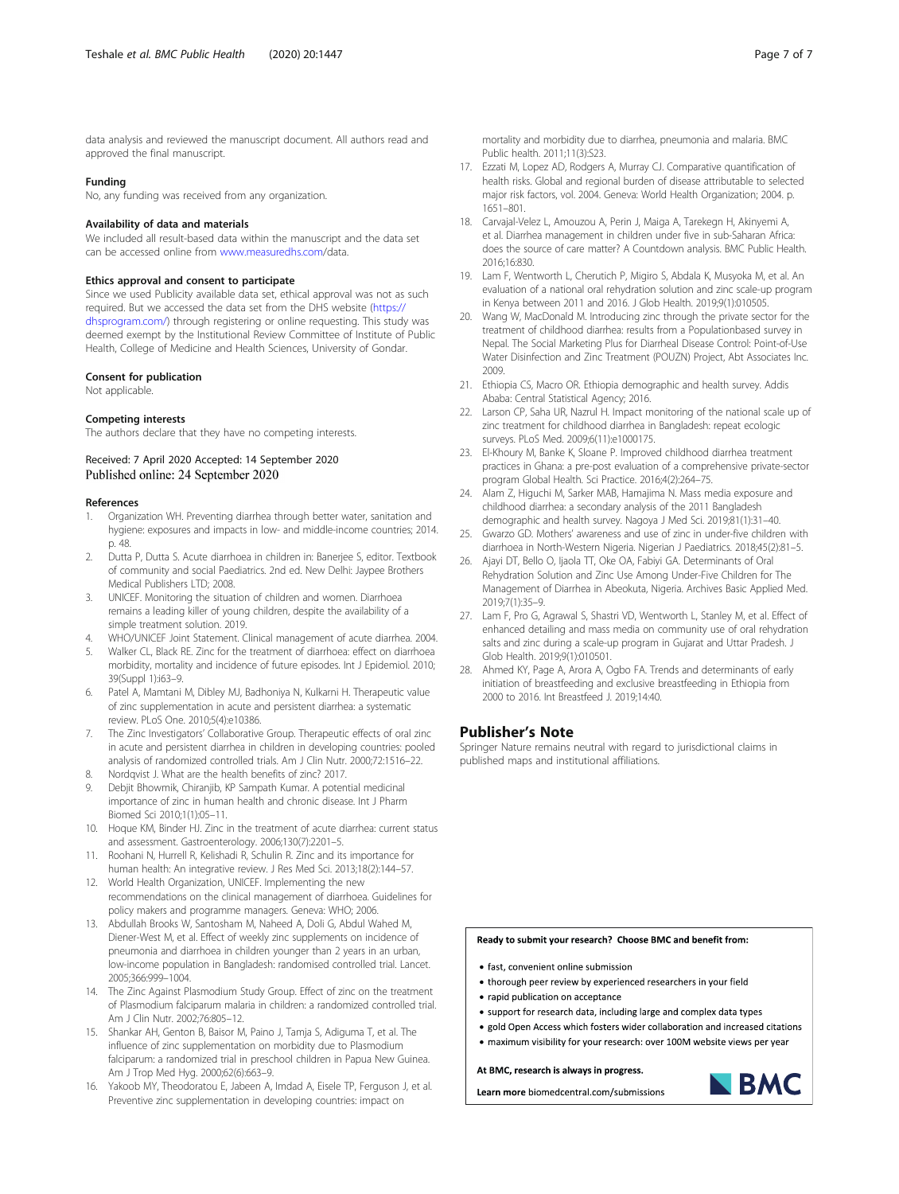data analysis and reviewed the manuscript document. All authors read and approved the final manuscript.

### Funding

No, any funding was received from any organization.

### Availability of data and materials

We included all result-based data within the manuscript and the data set can be accessed online from www.measuredhs.com/data.

### Ethics approval and consent to participate

Since we used Publicity available data set, ethical approval was not as such required. But we accessed the data set from the DHS website (https://dhsprogram.com/) through registering or online requesting. This study was deemed exempt by the Institutional Review Committee of Institute of Public Health, College of Medicine and Health Sciences, University of Gondar.

### Consent for publication

Not applicable.

### Competing interests

The authors declare that they have no competing interests.

Received: 7 April 2020 Accepted: 14 September 2020
Published online: 24 September 2020

### References

1. Organization WH. Preventing diarrhea through better water, sanitation and hygiene: exposures and impacts in low- and middle-income countries; 2014. p. 48.
2. Dutta P, Dutta S. Acute diarrhoea in children in: Banerjee S, editor. Textbook of community and social Paediatrics. 2nd ed. New Delhi: Jaypee Brothers Medical Publishers LTD; 2008.
3. UNICEF. Monitoring the situation of children and women. Diarrhoea remains a leading killer of young children, despite the availability of a simple treatment solution. 2019.
4. WHO/UNICEF Joint Statement. Clinical management of acute diarrhea. 2004.
5. Walker CL, Black RE. Zinc for the treatment of diarrhoea: effect on diarrhoea morbidity, mortality and incidence of future episodes. Int J Epidemiol. 2010; 39(Suppl 1):i63–9.
6. Patel A, Mamtani M, Dibley MJ, Badhoniya N, Kulkarni H. Therapeutic value of zinc supplementation in acute and persistent diarrhea: a systematic review. PLoS One. 2010;5(4):e10386.
7. The Zinc Investigators' Collaborative Group. Therapeutic effects of oral zinc in acute and persistent diarrhea in children in developing countries: pooled analysis of randomized controlled trials. Am J Clin Nutr. 2000;72:1516–22.
8. Nordqvist J. What are the health benefits of zinc? 2017.
9. Debjit Bhowmik, Chiranjib, KP Sampath Kumar. A potential medicinal importance of zinc in human health and chronic disease. Int J Pharm Biomed Sci 2010;1(1):05–11.
10. Hoque KM, Binder HJ. Zinc in the treatment of acute diarrhea: current status and assessment. Gastroenterology. 2006;130(7):2201–5.
11. Roohani N, Hurrell R, Kelishadi R, Schulin R. Zinc and its importance for human health: An integrative review. J Res Med Sci. 2013;18(2):144–57.
12. World Health Organization, UNICEF. Implementing the new recommendations on the clinical management of diarrhoea. Guidelines for policy makers and programme managers. Geneva: WHO; 2006.
13. Abdullah Brooks W, Santosham M, Naheed A, Doli G, Abdul Wahed M, Diener-West M, et al. Effect of weekly zinc supplements on incidence of pneumonia and diarrhoea in children younger than 2 years in an urban, low-income population in Bangladesh: randomised controlled trial. Lancet. 2005;366:999–1004.
14. The Zinc Against Plasmodium Study Group. Effect of zinc on the treatment of Plasmodium falciparum malaria in children: a randomized controlled trial. Am J Clin Nutr. 2002;76:805–12.
15. Shankar AH, Genton B, Baisor M, Paino J, Tamja S, Adiguma T, et al. The influence of zinc supplementation on morbidity due to Plasmodium falciparum: a randomized trial in preschool children in Papua New Guinea. Am J Trop Med Hyg. 2000;62(6):663–9.
16. Yakoob MY, Theodoratou E, Jabeen A, Imdad A, Eisele TP, Ferguson J, et al. Preventive zinc supplementation in developing countries: impact on mortality and morbidity due to diarrhea, pneumonia and malaria. BMC Public health. 2011;11(3):S23.
17. Ezzati M, Lopez AD, Rodgers A, Murray CJ. Comparative quantification of health risks. Global and regional burden of disease attributable to selected major risk factors, vol. 2004. Geneva: World Health Organization; 2004. p. 1651–801.
18. Carvajal-Velez L, Amouzou A, Perin J, Maiga A, Tarekegn H, Akinyemi A, et al. Diarrhea management in children under five in sub-Saharan Africa: does the source of care matter? A Countdown analysis. BMC Public Health. 2016;16:830.
19. Lam F, Wentworth L, Cherutich P, Migiro S, Abdala K, Musyoka M, et al. An evaluation of a national oral rehydration solution and zinc scale-up program in Kenya between 2011 and 2016. J Glob Health. 2019;9(1):010505.
20. Wang W, MacDonald M. Introducing zinc through the private sector for the treatment of childhood diarrhea: results from a Populationbased survey in Nepal. The Social Marketing Plus for Diarrheal Disease Control: Point-of-Use Water Disinfection and Zinc Treatment (POUZN) Project, Abt Associates Inc. 2009.
21. Ethiopia CS, Macro OR. Ethiopia demographic and health survey. Addis Ababa: Central Statistical Agency; 2016.
22. Larson CP, Saha UR, Nazrul H. Impact monitoring of the national scale up of zinc treatment for childhood diarrhea in Bangladesh: repeat ecologic surveys. PLoS Med. 2009;6(11):e1000175.
23. El-Khoury M, Banke K, Sloane P. Improved childhood diarrhea treatment practices in Ghana: a pre-post evaluation of a comprehensive private-sector program Global Health. Sci Practice. 2016;4(2):264–75.
24. Alam Z, Higuchi M, Sarker MAB, Hamajima N. Mass media exposure and childhood diarrhea: a secondary analysis of the 2011 Bangladesh demographic and health survey. Nagoya J Med Sci. 2019;81(1):31–40.
25. Gwarzo GD. Mothers' awareness and use of zinc in under-five children with diarrhoea in North-Western Nigeria. Nigerian J Paediatrics. 2018;45(2):81–5.
26. Ajayi DT, Bello O, Ijaola TT, Oke OA, Fabiyi GA. Determinants of Oral Rehydration Solution and Zinc Use Among Under-Five Children for The Management of Diarrhea in Abeokuta, Nigeria. Archives Basic Applied Med. 2019;7(1):35–9.
27. Lam F, Pro G, Agrawal S, Shastri VD, Wentworth L, Stanley M, et al. Effect of enhanced detailing and mass media on community use of oral rehydration salts and zinc during a scale-up program in Gujarat and Uttar Pradesh. J Glob Health. 2019;9(1):010501.
28. Ahmed KY, Page A, Arora A, Ogbo FA. Trends and determinants of early initiation of breastfeeding and exclusive breastfeeding in Ethiopia from 2000 to 2016. Int Breastfeed J. 2019;14:40.

## Publisher's Note

Springer Nature remains neutral with regard to jurisdictional claims in published maps and institutional affiliations.

**Ready to submit your research? Choose BMC and benefit from:**

- fast, convenient online submission
- thorough peer review by experienced researchers in your field
- rapid publication on acceptance
- support for research data, including large and complex data types
- gold Open Access which fosters wider collaboration and increased citations
- maximum visibility for your research: over 100M website views per year

**At BMC, research is always in progress.**

**Learn more** biomedcentral.com/submissions

BMC